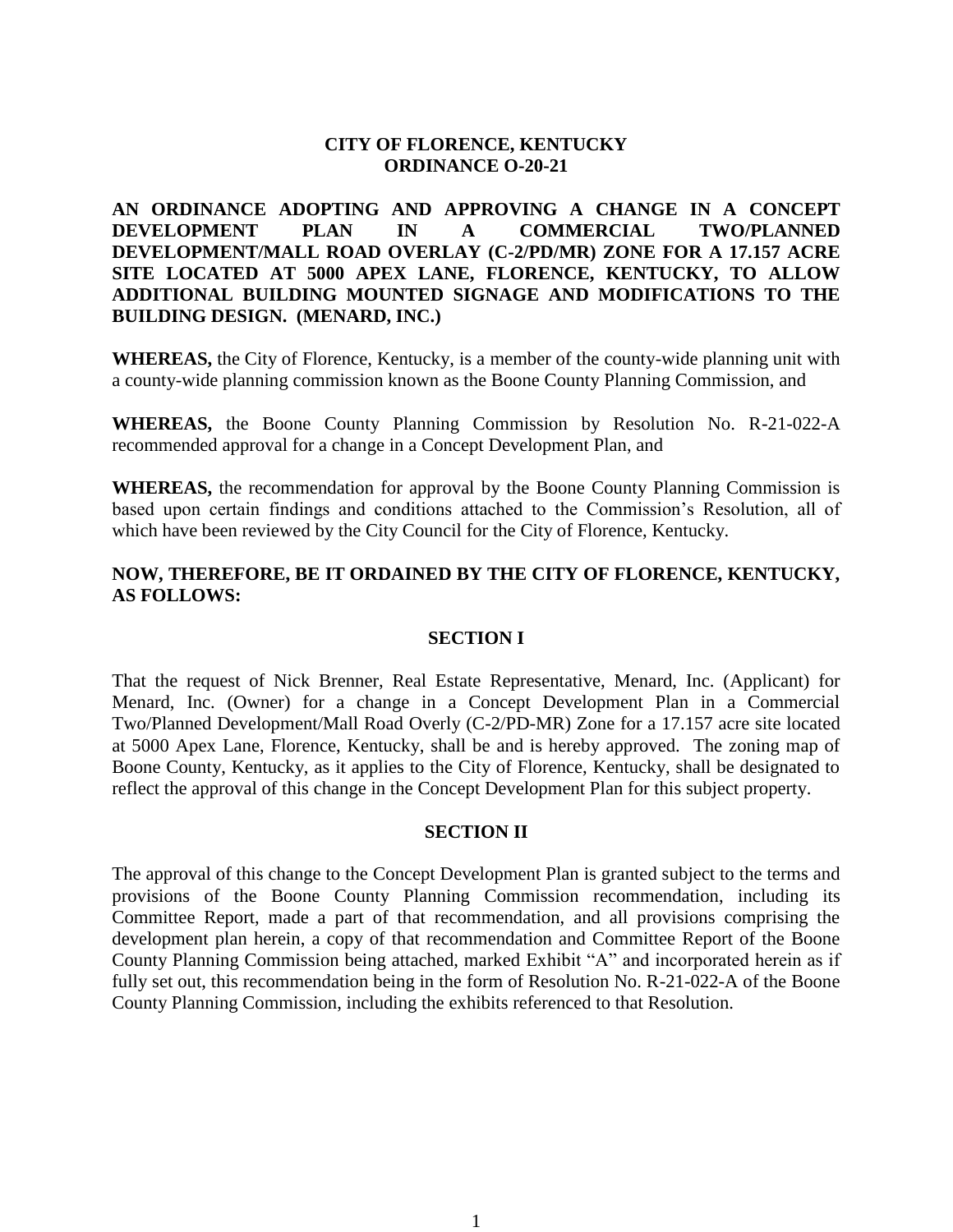**CITY OF FLORENCE, KENTUCKY**
**ORDINANCE O-20-21**

**AN ORDINANCE ADOPTING AND APPROVING A CHANGE IN A CONCEPT DEVELOPMENT PLAN IN A COMMERCIAL TWO/PLANNED DEVELOPMENT/MALL ROAD OVERLAY (C-2/PD/MR) ZONE FOR A 17.157 ACRE SITE LOCATED AT 5000 APEX LANE, FLORENCE, KENTUCKY, TO ALLOW ADDITIONAL BUILDING MOUNTED SIGNAGE AND MODIFICATIONS TO THE BUILDING DESIGN. (MENARD, INC.)**

**WHEREAS,** the City of Florence, Kentucky, is a member of the county-wide planning unit with a county-wide planning commission known as the Boone County Planning Commission, and

**WHEREAS,** the Boone County Planning Commission by Resolution No. R-21-022-A recommended approval for a change in a Concept Development Plan, and

**WHEREAS,** the recommendation for approval by the Boone County Planning Commission is based upon certain findings and conditions attached to the Commission's Resolution, all of which have been reviewed by the City Council for the City of Florence, Kentucky.

**NOW, THEREFORE, BE IT ORDAINED BY THE CITY OF FLORENCE, KENTUCKY, AS FOLLOWS:**

**SECTION I**

That the request of Nick Brenner, Real Estate Representative, Menard, Inc. (Applicant) for Menard, Inc. (Owner) for a change in a Concept Development Plan in a Commercial Two/Planned Development/Mall Road Overly (C-2/PD-MR) Zone for a 17.157 acre site located at 5000 Apex Lane, Florence, Kentucky, shall be and is hereby approved. The zoning map of Boone County, Kentucky, as it applies to the City of Florence, Kentucky, shall be designated to reflect the approval of this change in the Concept Development Plan for this subject property.

**SECTION II**

The approval of this change to the Concept Development Plan is granted subject to the terms and provisions of the Boone County Planning Commission recommendation, including its Committee Report, made a part of that recommendation, and all provisions comprising the development plan herein, a copy of that recommendation and Committee Report of the Boone County Planning Commission being attached, marked Exhibit "A" and incorporated herein as if fully set out, this recommendation being in the form of Resolution No. R-21-022-A of the Boone County Planning Commission, including the exhibits referenced to that Resolution.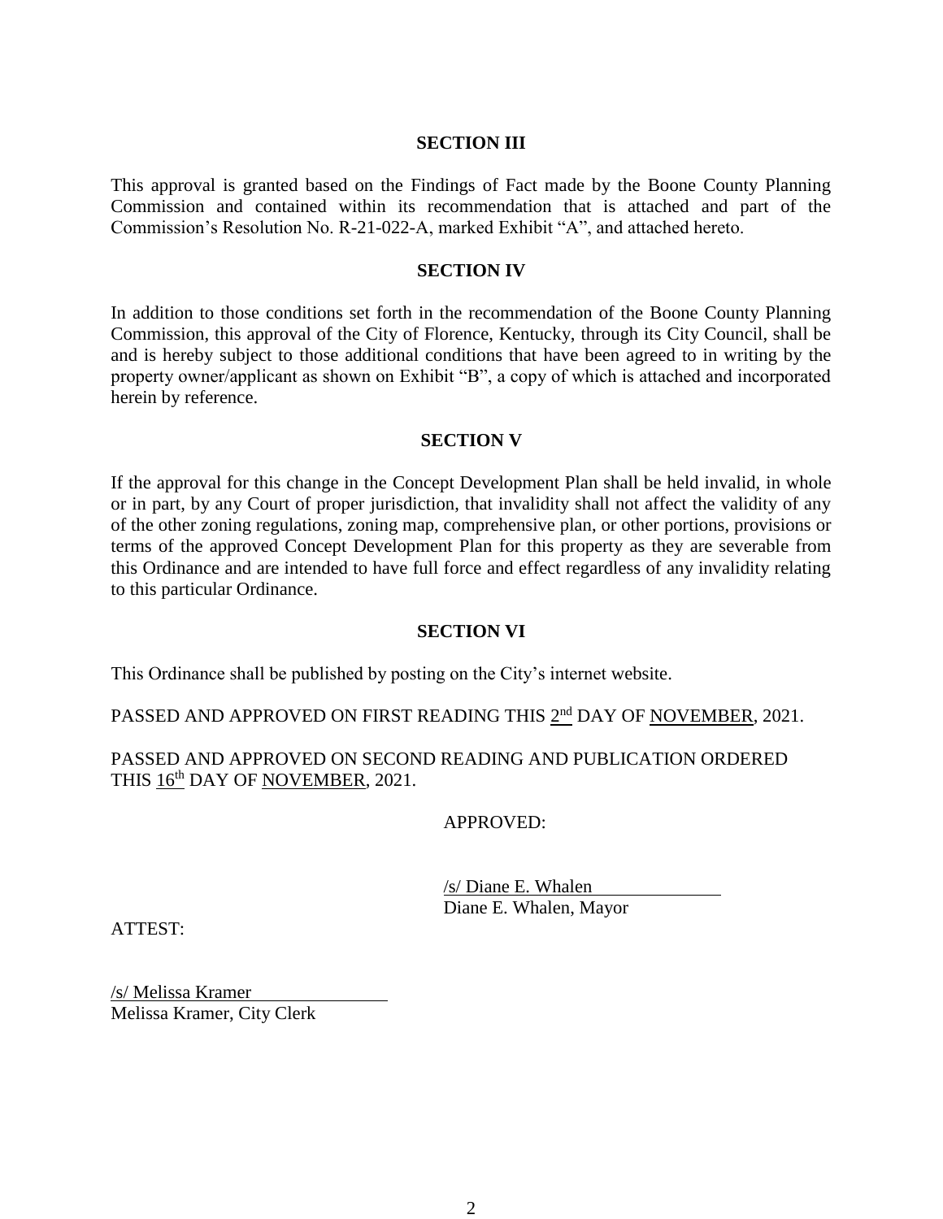**SECTION III**

This approval is granted based on the Findings of Fact made by the Boone County Planning Commission and contained within its recommendation that is attached and part of the Commission's Resolution No. R-21-022-A, marked Exhibit "A", and attached hereto.

**SECTION IV**

In addition to those conditions set forth in the recommendation of the Boone County Planning Commission, this approval of the City of Florence, Kentucky, through its City Council, shall be and is hereby subject to those additional conditions that have been agreed to in writing by the property owner/applicant as shown on Exhibit "B", a copy of which is attached and incorporated herein by reference.

**SECTION V**

If the approval for this change in the Concept Development Plan shall be held invalid, in whole or in part, by any Court of proper jurisdiction, that invalidity shall not affect the validity of any of the other zoning regulations, zoning map, comprehensive plan, or other portions, provisions or terms of the approved Concept Development Plan for this property as they are severable from this Ordinance and are intended to have full force and effect regardless of any invalidity relating to this particular Ordinance.

**SECTION VI**

This Ordinance shall be published by posting on the City's internet website.

PASSED AND APPROVED ON FIRST READING THIS 2nd DAY OF NOVEMBER, 2021.

PASSED AND APPROVED ON SECOND READING AND PUBLICATION ORDERED THIS 16th DAY OF NOVEMBER, 2021.

APPROVED:

/s/ Diane E. Whalen
Diane E. Whalen, Mayor

ATTEST:

/s/ Melissa Kramer
Melissa Kramer, City Clerk